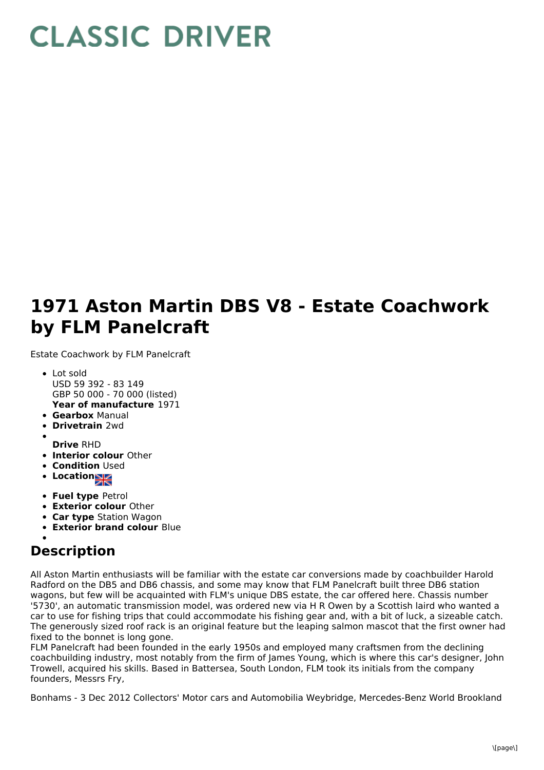# CLASSIC DRIVER

# 1971 Aston Martin DBS V8 - Estate Coachwork by FLM Panelcraft

Estate Coachwork by FLM Panelcraft

- Lot sold
  USD 59 392 - 83 149
  GBP 50 000 - 70 000 (listed)
  **Year of manufacture** 1971
- **Gearbox** Manual
- **Drivetrain** 2wd
- 
  **Drive** RHD
- **Interior colour** Other
- **Condition** Used
- **Location**
- **Fuel type** Petrol
- **Exterior colour** Other
- **Car type** Station Wagon
- **Exterior brand colour** Blue
- 

## Description

All Aston Martin enthusiasts will be familiar with the estate car conversions made by coachbuilder Harold Radford on the DB5 and DB6 chassis, and some may know that FLM Panelcraft built three DB6 station wagons, but few will be acquainted with FLM's unique DBS estate, the car offered here. Chassis number '5730', an automatic transmission model, was ordered new via H R Owen by a Scottish laird who wanted a car to use for fishing trips that could accommodate his fishing gear and, with a bit of luck, a sizeable catch. The generously sized roof rack is an original feature but the leaping salmon mascot that the first owner had fixed to the bonnet is long gone.
FLM Panelcraft had been founded in the early 1950s and employed many craftsmen from the declining coachbuilding industry, most notably from the firm of James Young, which is where this car's designer, John Trowell, acquired his skills. Based in Battersea, South London, FLM took its initials from the company founders, Messrs Fry,

Bonhams - 3 Dec 2012 Collectors' Motor cars and Automobilia Weybridge, Mercedes-Benz World Brookland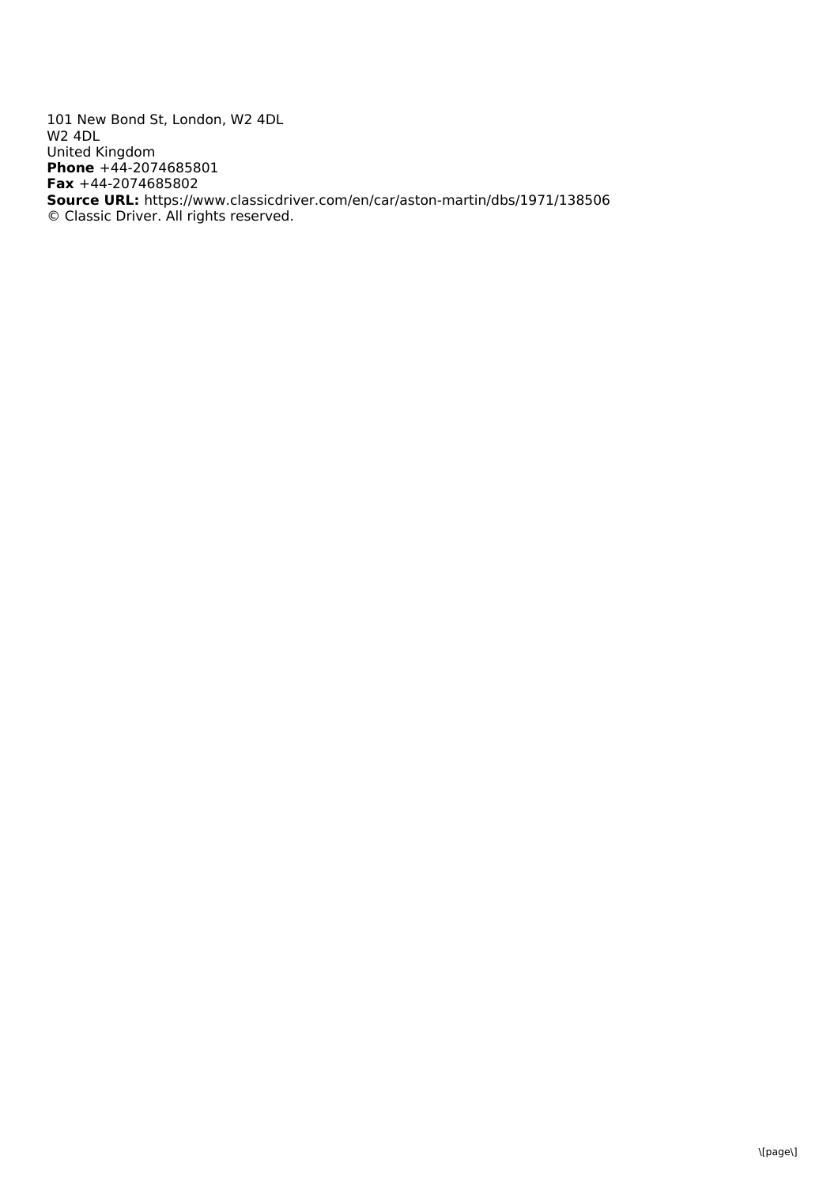101 New Bond St, London, W2 4DL
W2 4DL
United Kingdom
**Phone** +44-2074685801
**Fax** +44-2074685802
**Source URL:** https://www.classicdriver.com/en/car/aston-martin/dbs/1971/138506
© Classic Driver. All rights reserved.